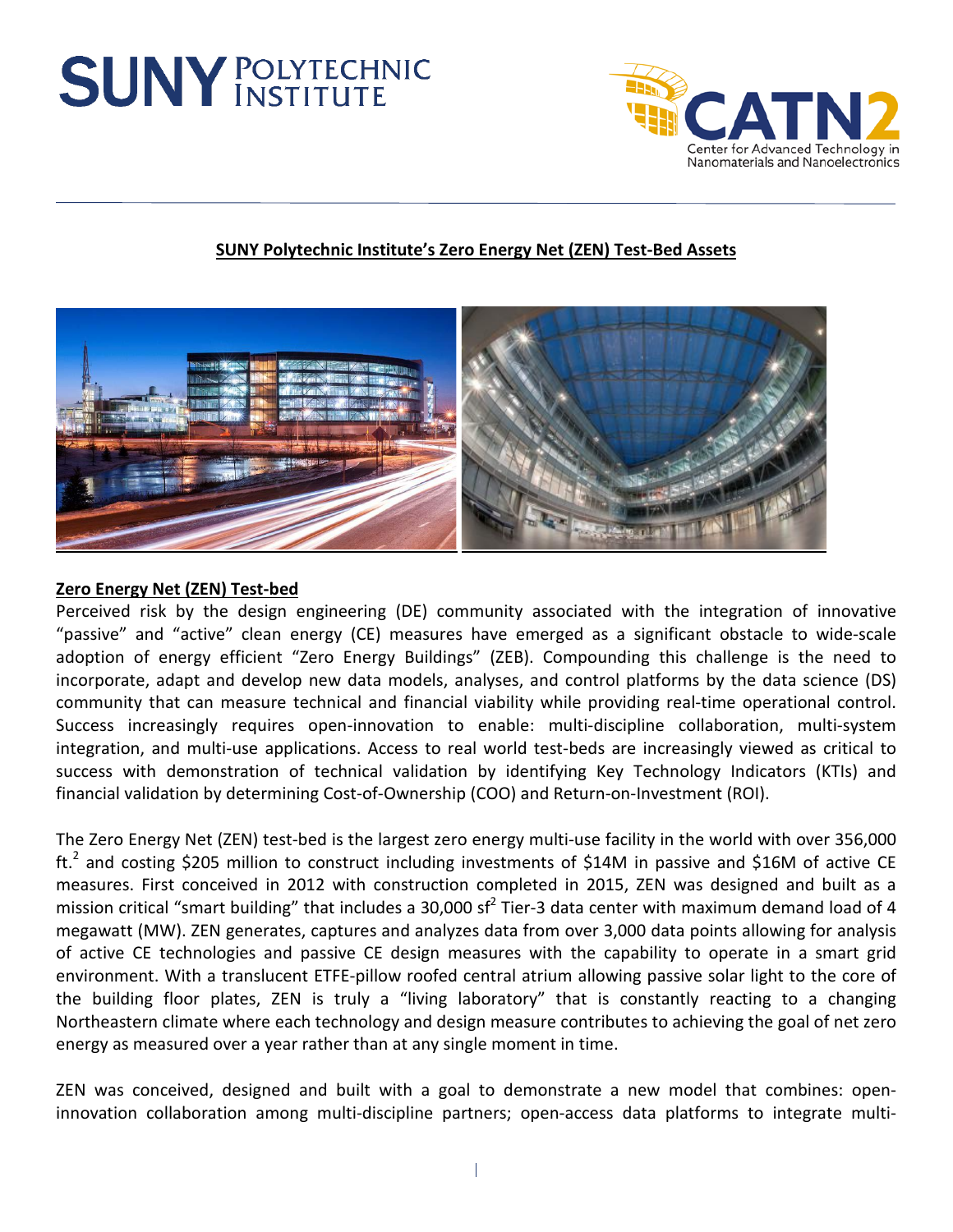SUNY POLYTECHNIC INSTITUTE

CATN2 Center for Advanced Technology in Nanomaterials and Nanoelectronics

## SUNY Polytechnic Institute's Zero Energy Net (ZEN) Test-Bed Assets

### Zero Energy Net (ZEN) Test-bed

Perceived risk by the design engineering (DE) community associated with the integration of innovative "passive" and "active" clean energy (CE) measures have emerged as a significant obstacle to wide-scale adoption of energy efficient "Zero Energy Buildings" (ZEB). Compounding this challenge is the need to incorporate, adapt and develop new data models, analyses, and control platforms by the data science (DS) community that can measure technical and financial viability while providing real-time operational control. Success increasingly requires open-innovation to enable: multi-discipline collaboration, multi-system integration, and multi-use applications. Access to real world test-beds are increasingly viewed as critical to success with demonstration of technical validation by identifying Key Technology Indicators (KTIs) and financial validation by determining Cost-of-Ownership (COO) and Return-on-Investment (ROI).

The Zero Energy Net (ZEN) test-bed is the largest zero energy multi-use facility in the world with over 356,000 $ft.^2$ and costing $205 million to construct including investments of $14M in passive and $16M of active CE measures. First conceived in 2012 with construction completed in 2015, ZEN was designed and built as a mission critical "smart building" that includes a 30,000 $sf^2$ Tier-3 data center with maximum demand load of 4 megawatt (MW). ZEN generates, captures and analyzes data from over 3,000 data points allowing for analysis of active CE technologies and passive CE design measures with the capability to operate in a smart grid environment. With a translucent ETFE-pillow roofed central atrium allowing passive solar light to the core of the building floor plates, ZEN is truly a "living laboratory" that is constantly reacting to a changing Northeastern climate where each technology and design measure contributes to achieving the goal of net zero energy as measured over a year rather than at any single moment in time.

ZEN was conceived, designed and built with a goal to demonstrate a new model that combines: open-innovation collaboration among multi-discipline partners; open-access data platforms to integrate multi-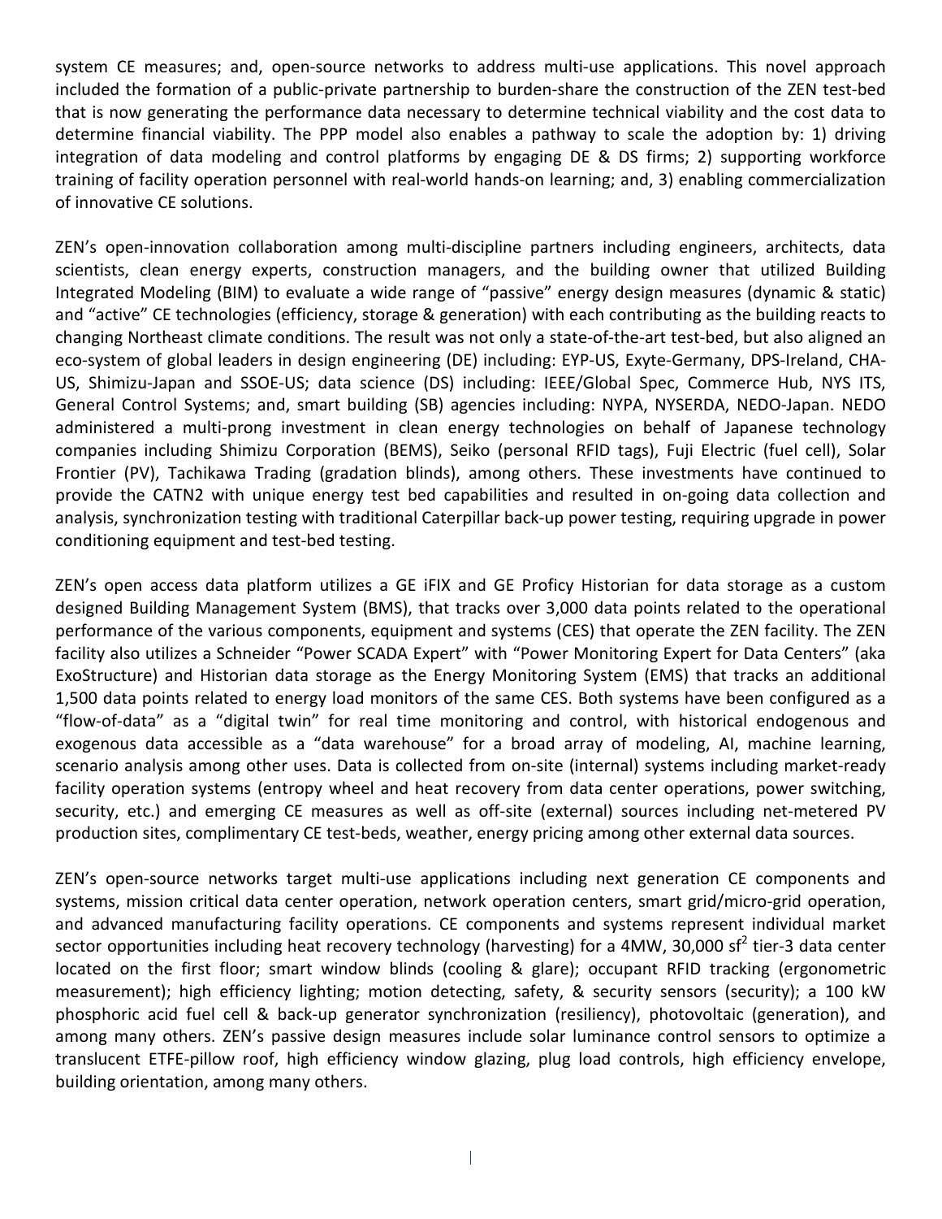system CE measures; and, open-source networks to address multi-use applications. This novel approach included the formation of a public-private partnership to burden-share the construction of the ZEN test-bed that is now generating the performance data necessary to determine technical viability and the cost data to determine financial viability. The PPP model also enables a pathway to scale the adoption by: 1) driving integration of data modeling and control platforms by engaging DE & DS firms; 2) supporting workforce training of facility operation personnel with real-world hands-on learning; and, 3) enabling commercialization of innovative CE solutions.

ZEN's open-innovation collaboration among multi-discipline partners including engineers, architects, data scientists, clean energy experts, construction managers, and the building owner that utilized Building Integrated Modeling (BIM) to evaluate a wide range of "passive" energy design measures (dynamic & static) and "active" CE technologies (efficiency, storage & generation) with each contributing as the building reacts to changing Northeast climate conditions. The result was not only a state-of-the-art test-bed, but also aligned an eco-system of global leaders in design engineering (DE) including: EYP-US, Exyte-Germany, DPS-Ireland, CHA-US, Shimizu-Japan and SSOE-US; data science (DS) including: IEEE/Global Spec, Commerce Hub, NYS ITS, General Control Systems; and, smart building (SB) agencies including: NYPA, NYSERDA, NEDO-Japan. NEDO administered a multi-prong investment in clean energy technologies on behalf of Japanese technology companies including Shimizu Corporation (BEMS), Seiko (personal RFID tags), Fuji Electric (fuel cell), Solar Frontier (PV), Tachikawa Trading (gradation blinds), among others. These investments have continued to provide the CATN2 with unique energy test bed capabilities and resulted in on-going data collection and analysis, synchronization testing with traditional Caterpillar back-up power testing, requiring upgrade in power conditioning equipment and test-bed testing.

ZEN's open access data platform utilizes a GE iFIX and GE Proficy Historian for data storage as a custom designed Building Management System (BMS), that tracks over 3,000 data points related to the operational performance of the various components, equipment and systems (CES) that operate the ZEN facility. The ZEN facility also utilizes a Schneider "Power SCADA Expert" with "Power Monitoring Expert for Data Centers" (aka ExoStructure) and Historian data storage as the Energy Monitoring System (EMS) that tracks an additional 1,500 data points related to energy load monitors of the same CES. Both systems have been configured as a "flow-of-data" as a "digital twin" for real time monitoring and control, with historical endogenous and exogenous data accessible as a "data warehouse" for a broad array of modeling, AI, machine learning, scenario analysis among other uses. Data is collected from on-site (internal) systems including market-ready facility operation systems (entropy wheel and heat recovery from data center operations, power switching, security, etc.) and emerging CE measures as well as off-site (external) sources including net-metered PV production sites, complimentary CE test-beds, weather, energy pricing among other external data sources.

ZEN's open-source networks target multi-use applications including next generation CE components and systems, mission critical data center operation, network operation centers, smart grid/micro-grid operation, and advanced manufacturing facility operations. CE components and systems represent individual market sector opportunities including heat recovery technology (harvesting) for a 4MW, 30,000 sf$^2$ tier-3 data center located on the first floor; smart window blinds (cooling & glare); occupant RFID tracking (ergonometric measurement); high efficiency lighting; motion detecting, safety, & security sensors (security); a 100 kW phosphoric acid fuel cell & back-up generator synchronization (resiliency), photovoltaic (generation), and among many others. ZEN's passive design measures include solar luminance control sensors to optimize a translucent ETFE-pillow roof, high efficiency window glazing, plug load controls, high efficiency envelope, building orientation, among many others.